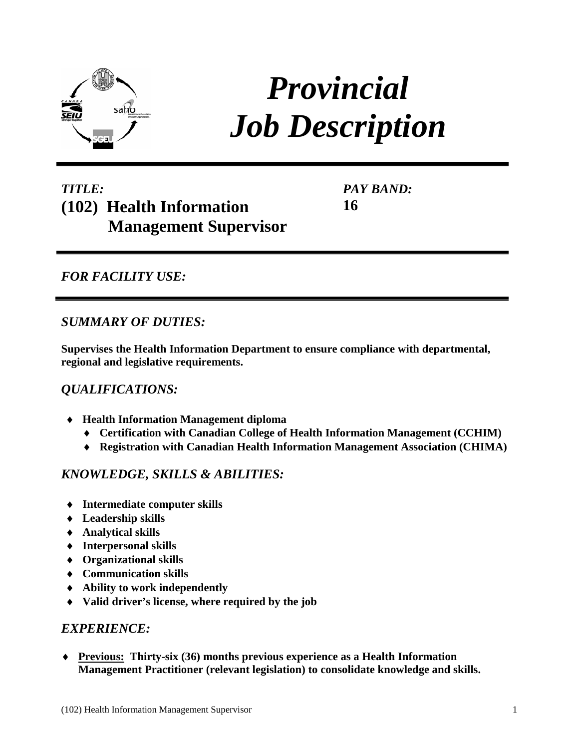# *Provincial Job Description*

***TITLE:***
**(102) Health Information Management Supervisor**

***PAY BAND:***
**16**

## *FOR FACILITY USE:*

## *SUMMARY OF DUTIES:*

**Supervises the Health Information Department to ensure compliance with departmental, regional and legislative requirements.**

## *QUALIFICATIONS:*

- **Health Information Management diploma**
  - **Certification with Canadian College of Health Information Management (CCHIM)**
  - **Registration with Canadian Health Information Management Association (CHIMA)**

## *KNOWLEDGE, SKILLS & ABILITIES:*

- **Intermediate computer skills**
- **Leadership skills**
- **Analytical skills**
- **Interpersonal skills**
- **Organizational skills**
- **Communication skills**
- **Ability to work independently**
- **Valid driver's license, where required by the job**

## *EXPERIENCE:*

- **Previous: Thirty-six (36) months previous experience as a Health Information Management Practitioner (relevant legislation) to consolidate knowledge and skills.**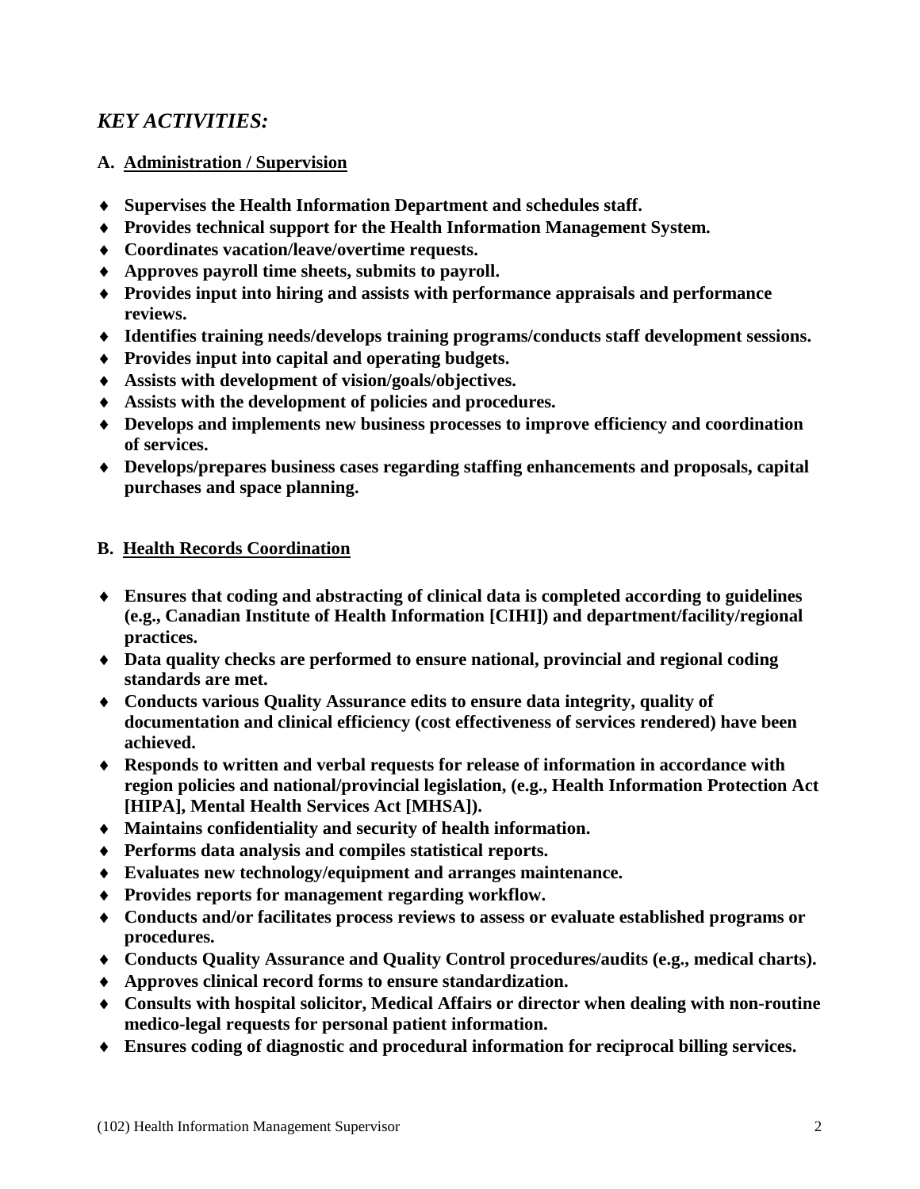## *KEY ACTIVITIES:*

### A. Administration / Supervision

- **Supervises the Health Information Department and schedules staff.**
- **Provides technical support for the Health Information Management System.**
- **Coordinates vacation/leave/overtime requests.**
- **Approves payroll time sheets, submits to payroll.**
- **Provides input into hiring and assists with performance appraisals and performance reviews.**
- **Identifies training needs/develops training programs/conducts staff development sessions.**
- **Provides input into capital and operating budgets.**
- **Assists with development of vision/goals/objectives.**
- **Assists with the development of policies and procedures.**
- **Develops and implements new business processes to improve efficiency and coordination of services.**
- **Develops/prepares business cases regarding staffing enhancements and proposals, capital purchases and space planning.**

### B. Health Records Coordination

- **Ensures that coding and abstracting of clinical data is completed according to guidelines (e.g., Canadian Institute of Health Information [CIHI]) and department/facility/regional practices.**
- **Data quality checks are performed to ensure national, provincial and regional coding standards are met.**
- **Conducts various Quality Assurance edits to ensure data integrity, quality of documentation and clinical efficiency (cost effectiveness of services rendered) have been achieved.**
- **Responds to written and verbal requests for release of information in accordance with region policies and national/provincial legislation, (e.g., Health Information Protection Act [HIPA], Mental Health Services Act [MHSA]).**
- **Maintains confidentiality and security of health information.**
- **Performs data analysis and compiles statistical reports.**
- **Evaluates new technology/equipment and arranges maintenance.**
- **Provides reports for management regarding workflow.**
- **Conducts and/or facilitates process reviews to assess or evaluate established programs or procedures.**
- **Conducts Quality Assurance and Quality Control procedures/audits (e.g., medical charts).**
- **Approves clinical record forms to ensure standardization.**
- **Consults with hospital solicitor, Medical Affairs or director when dealing with non-routine medico-legal requests for personal patient information.**
- **Ensures coding of diagnostic and procedural information for reciprocal billing services.**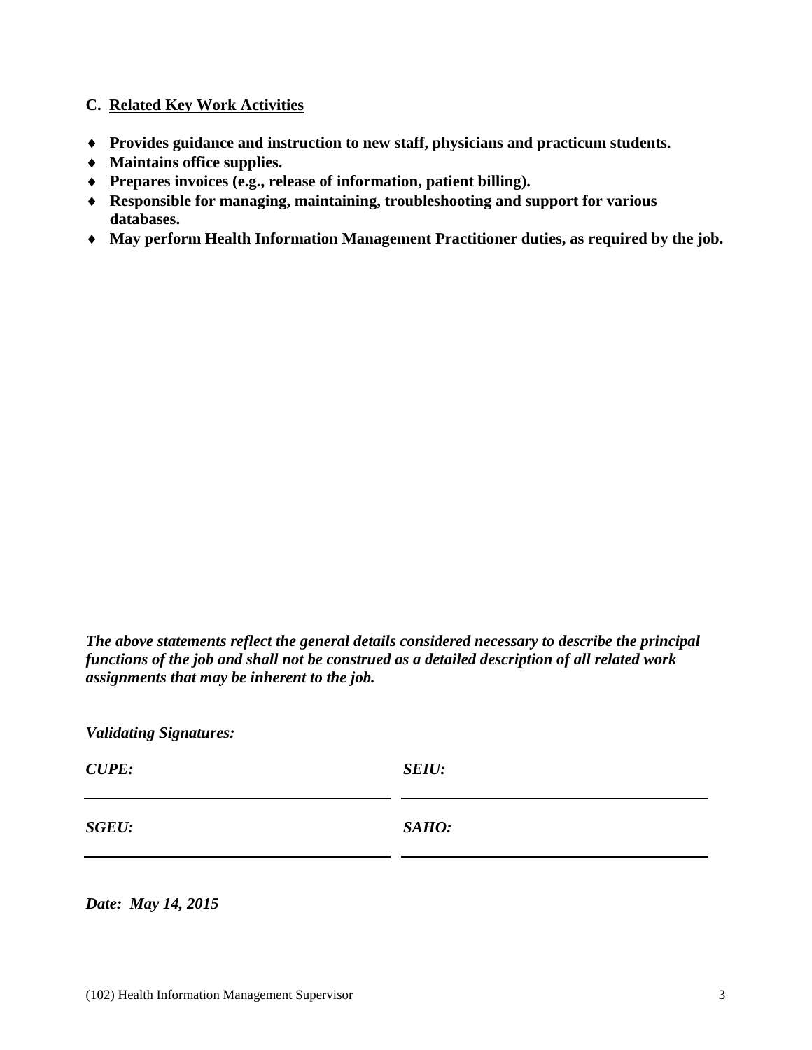### C. Related Key Work Activities

- **Provides guidance and instruction to new staff, physicians and practicum students.**
- **Maintains office supplies.**
- **Prepares invoices (e.g., release of information, patient billing).**
- **Responsible for managing, maintaining, troubleshooting and support for various databases.**
- **May perform Health Information Management Practitioner duties, as required by the job.**

***The above statements reflect the general details considered necessary to describe the principal functions of the job and shall not be construed as a detailed description of all related work assignments that may be inherent to the job.***

***Validating Signatures:***

| | |
|---|---|
| ***CUPE:*** ______________________ | ***SEIU:*** ______________________ |
| ***SGEU:*** ______________________ | ***SAHO:*** ______________________ |

***Date: May 14, 2015***